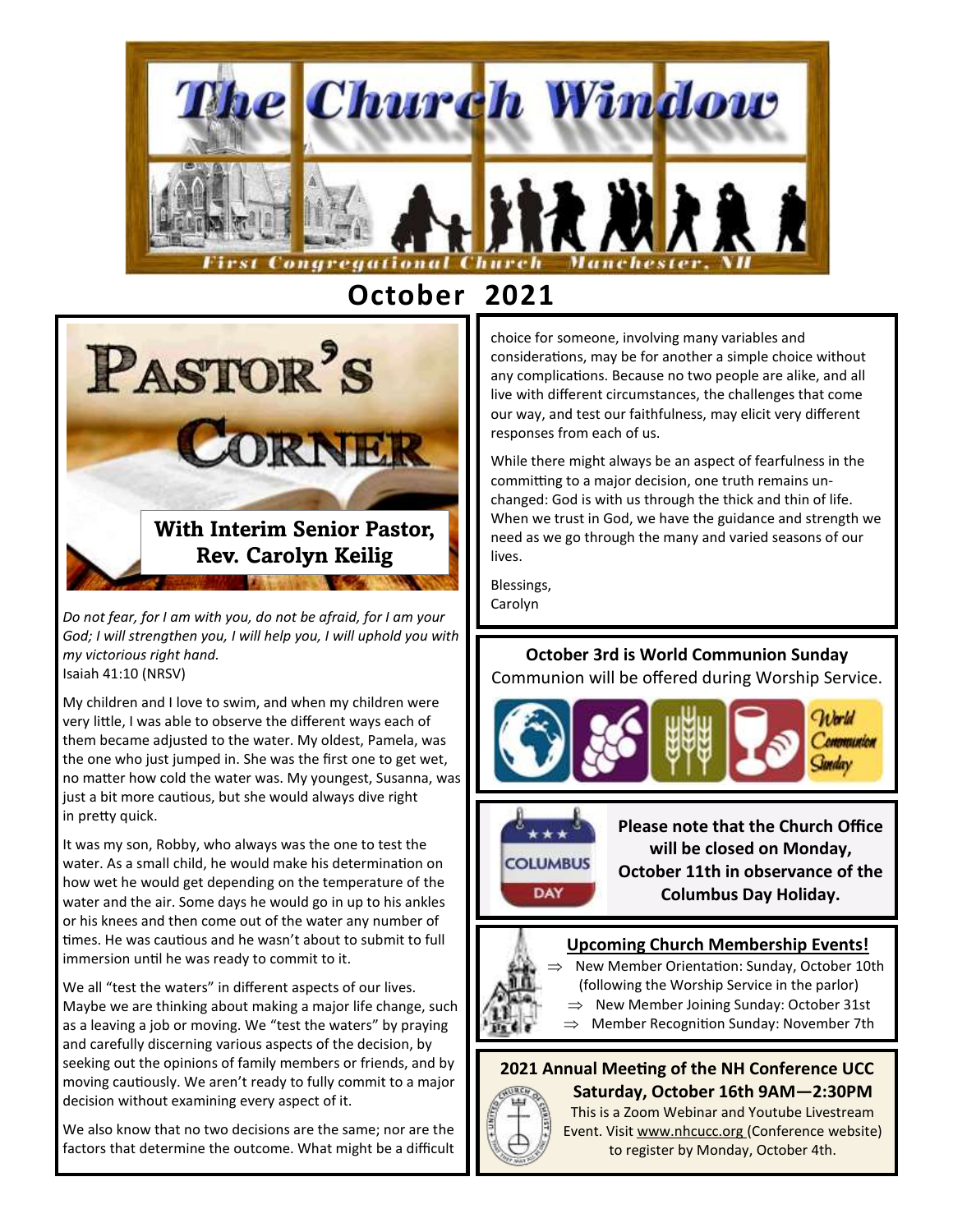# The Church Window

First Congregational Church Manchester, NH

## October 2021

## Pastor's Corner

**With Interim Senior Pastor, Rev. Carolyn Keilig**

*Do not fear, for I am with you, do not be afraid, for I am your God; I will strengthen you, I will help you, I will uphold you with my victorious right hand.*
Isaiah 41:10 (NRSV)

My children and I love to swim, and when my children were very little, I was able to observe the different ways each of them became adjusted to the water. My oldest, Pamela, was the one who just jumped in. She was the first one to get wet, no matter how cold the water was. My youngest, Susanna, was just a bit more cautious, but she would always dive right in pretty quick.

It was my son, Robby, who always was the one to test the water. As a small child, he would make his determination on how wet he would get depending on the temperature of the water and the air. Some days he would go in up to his ankles or his knees and then come out of the water any number of times. He was cautious and he wasn't about to submit to full immersion until he was ready to commit to it.

We all "test the waters" in different aspects of our lives. Maybe we are thinking about making a major life change, such as a leaving a job or moving. We "test the waters" by praying and carefully discerning various aspects of the decision, by seeking out the opinions of family members or friends, and by moving cautiously. We aren't ready to fully commit to a major decision without examining every aspect of it.

We also know that no two decisions are the same; nor are the factors that determine the outcome. What might be a difficult choice for someone, involving many variables and considerations, may be for another a simple choice without any complications. Because no two people are alike, and all live with different circumstances, the challenges that come our way, and test our faithfulness, may elicit very different responses from each of us.

While there might always be an aspect of fearfulness in the committing to a major decision, one truth remains unchanged: God is with us through the thick and thin of life. When we trust in God, we have the guidance and strength we need as we go through the many and varied seasons of our lives.

Blessings,
Carolyn

**October 3rd is World Communion Sunday**
Communion will be offered during Worship Service.

World Communion Sunday

COLUMBUS DAY

**Please note that the Church Office will be closed on Monday, October 11th in observance of the Columbus Day Holiday.**

**Upcoming Church Membership Events!**

- New Member Orientation: Sunday, October 10th (following the Worship Service in the parlor)
- New Member Joining Sunday: October 31st
- Member Recognition Sunday: November 7th

**2021 Annual Meeting of the NH Conference UCC**
**Saturday, October 16th 9AM—2:30PM**
This is a Zoom Webinar and Youtube Livestream Event. Visit www.nhcucc.org (Conference website) to register by Monday, October 4th.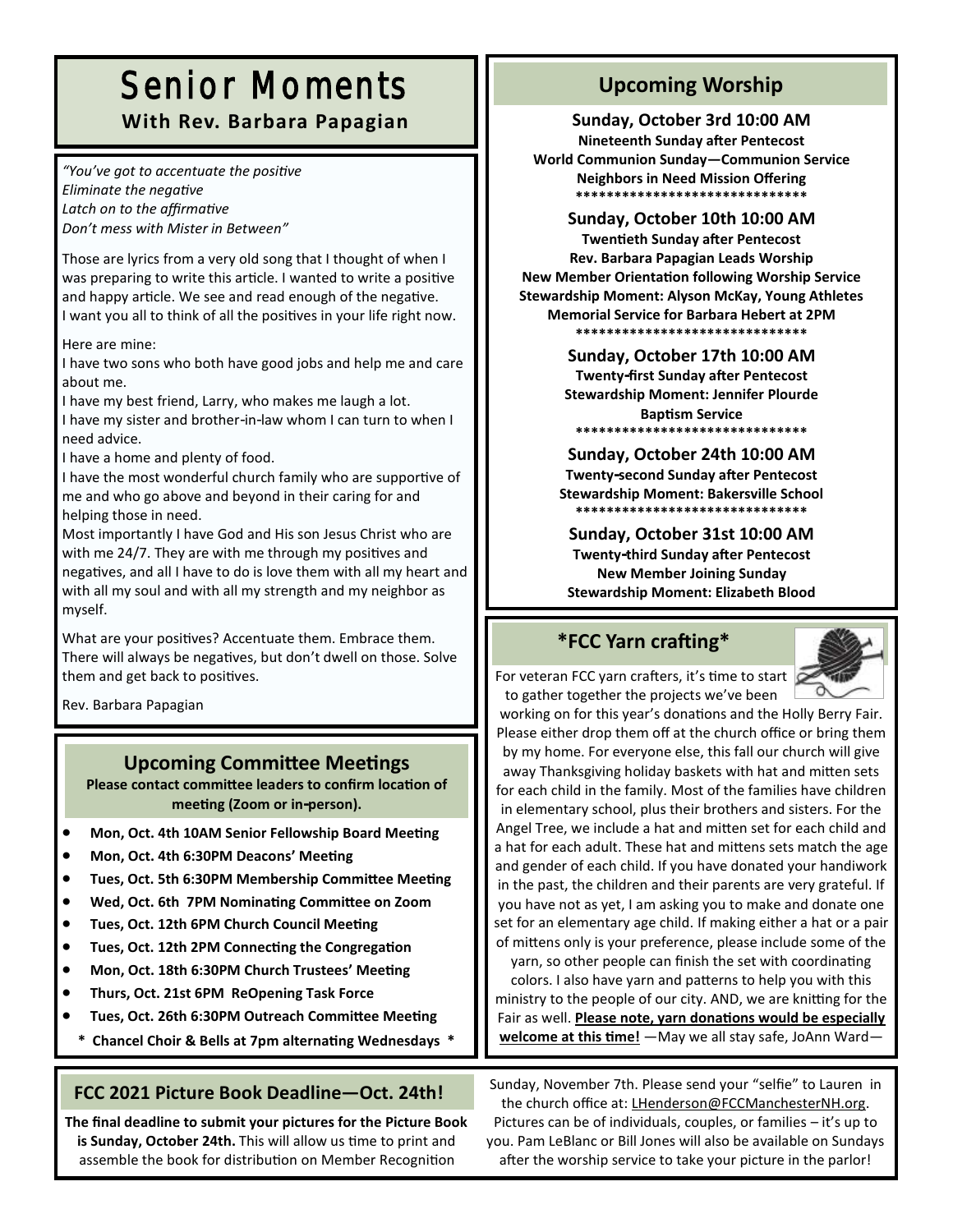# Senior Moments

**With Rev. Barbara Papagian**

*"You've got to accentuate the positive*
*Eliminate the negative*
*Latch on to the affirmative*
*Don't mess with Mister in Between"*

Those are lyrics from a very old song that I thought of when I was preparing to write this article. I wanted to write a positive and happy article. We see and read enough of the negative. I want you all to think of all the positives in your life right now.

Here are mine:
I have two sons who both have good jobs and help me and care about me.
I have my best friend, Larry, who makes me laugh a lot.
I have my sister and brother-in-law whom I can turn to when I need advice.
I have a home and plenty of food.
I have the most wonderful church family who are supportive of me and who go above and beyond in their caring for and helping those in need.
Most importantly I have God and His son Jesus Christ who are with me 24/7. They are with me through my positives and negatives, and all I have to do is love them with all my heart and with all my soul and with all my strength and my neighbor as myself.

What are your positives? Accentuate them. Embrace them. There will always be negatives, but don't dwell on those. Solve them and get back to positives.

Rev. Barbara Papagian

## Upcoming Committee Meetings

**Please contact committee leaders to confirm location of meeting (Zoom or in-person).**

- **Mon, Oct. 4th 10AM Senior Fellowship Board Meeting**
- **Mon, Oct. 4th 6:30PM Deacons' Meeting**
- **Tues, Oct. 5th 6:30PM Membership Committee Meeting**
- **Wed, Oct. 6th 7PM Nominating Committee on Zoom**
- **Tues, Oct. 12th 6PM Church Council Meeting**
- **Tues, Oct. 12th 2PM Connecting the Congregation**
- **Mon, Oct. 18th 6:30PM Church Trustees' Meeting**
- **Thurs, Oct. 21st 6PM ReOpening Task Force**
- **Tues, Oct. 26th 6:30PM Outreach Committee Meeting**

**\* Chancel Choir & Bells at 7pm alternating Wednesdays \***

## Upcoming Worship

**Sunday, October 3rd 10:00 AM**
**Nineteenth Sunday after Pentecost**
**World Communion Sunday—Communion Service**
**Neighbors in Need Mission Offering**
**\*\*\*\*\*\*\*\*\*\*\*\*\*\*\*\*\*\*\*\*\*\*\*\*\*\*\*\*\*\*\***

**Sunday, October 10th 10:00 AM**
**Twentieth Sunday after Pentecost**
**Rev. Barbara Papagian Leads Worship**
**New Member Orientation following Worship Service**
**Stewardship Moment: Alyson McKay, Young Athletes**
**Memorial Service for Barbara Hebert at 2PM**
**\*\*\*\*\*\*\*\*\*\*\*\*\*\*\*\*\*\*\*\*\*\*\*\*\*\*\*\*\*\*\***

**Sunday, October 17th 10:00 AM**
**Twenty-first Sunday after Pentecost**
**Stewardship Moment: Jennifer Plourde**
**Baptism Service**
**\*\*\*\*\*\*\*\*\*\*\*\*\*\*\*\*\*\*\*\*\*\*\*\*\*\*\*\*\*\*\***

**Sunday, October 24th 10:00 AM**
**Twenty-second Sunday after Pentecost**
**Stewardship Moment: Bakersville School**
**\*\*\*\*\*\*\*\*\*\*\*\*\*\*\*\*\*\*\*\*\*\*\*\*\*\*\*\*\*\*\***

**Sunday, October 31st 10:00 AM**
**Twenty-third Sunday after Pentecost**
**New Member Joining Sunday**
**Stewardship Moment: Elizabeth Blood**

## \*FCC Yarn crafting\*

For veteran FCC yarn crafters, it's time to start to gather together the projects we've been working on for this year's donations and the Holly Berry Fair. Please either drop them off at the church office or bring them by my home. For everyone else, this fall our church will give away Thanksgiving holiday baskets with hat and mitten sets for each child in the family. Most of the families have children in elementary school, plus their brothers and sisters. For the Angel Tree, we include a hat and mitten set for each child and a hat for each adult. These hat and mittens sets match the age and gender of each child. If you have donated your handiwork in the past, the children and their parents are very grateful. If you have not as yet, I am asking you to make and donate one set for an elementary age child. If making either a hat or a pair of mittens only is your preference, please include some of the yarn, so other people can finish the set with coordinating colors. I also have yarn and patterns to help you with this ministry to the people of our city. AND, we are knitting for the Fair as well. **Please note, yarn donations would be especially welcome at this time!** —May we all stay safe, JoAnn Ward—

## FCC 2021 Picture Book Deadline—Oct. 24th!

**The final deadline to submit your pictures for the Picture Book is Sunday, October 24th.** This will allow us time to print and assemble the book for distribution on Member Recognition Sunday, November 7th. Please send your "selfie" to Lauren in the church office at: LHenderson@FCCManchesterNH.org. Pictures can be of individuals, couples, or families – it's up to you. Pam LeBlanc or Bill Jones will also be available on Sundays after the worship service to take your picture in the parlor!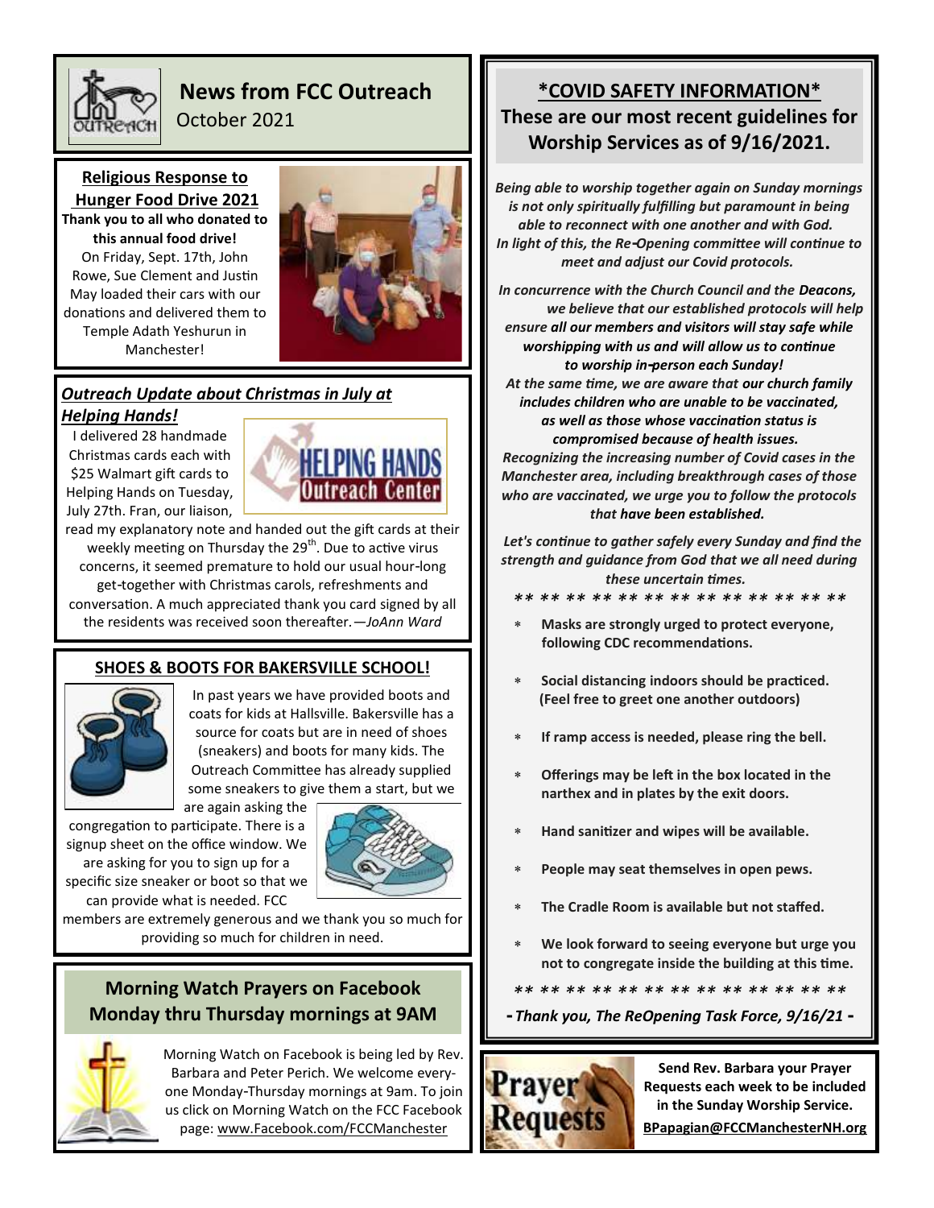# News from FCC Outreach

October 2021

## Religious Response to Hunger Food Drive 2021

**Thank you to all who donated to this annual food drive!**

On Friday, Sept. 17th, John Rowe, Sue Clement and Justin May loaded their cars with our donations and delivered them to Temple Adath Yeshurun in Manchester!

## *Outreach Update about Christmas in July at Helping Hands!*

I delivered 28 handmade Christmas cards each with $25 Walmart gift cards to Helping Hands on Tuesday, July 27th. Fran, our liaison, read my explanatory note and handed out the gift cards at their weekly meeting on Thursday the 29th. Due to active virus concerns, it seemed premature to hold our usual hour-long get-together with Christmas carols, refreshments and conversation. A much appreciated thank you card signed by all the residents was received soon thereafter. —*JoAnn Ward*

## SHOES & BOOTS FOR BAKERSVILLE SCHOOL!

In past years we have provided boots and coats for kids at Hallsville. Bakersville has a source for coats but are in need of shoes (sneakers) and boots for many kids. The Outreach Committee has already supplied some sneakers to give them a start, but we are again asking the congregation to participate. There is a signup sheet on the office window. We are asking for you to sign up for a specific size sneaker or boot so that we can provide what is needed. FCC members are extremely generous and we thank you so much for providing so much for children in need.

## Morning Watch Prayers on Facebook Monday thru Thursday mornings at 9AM

Morning Watch on Facebook is being led by Rev. Barbara and Peter Perich. We welcome everyone Monday-Thursday mornings at 9am. To join us click on Morning Watch on the FCC Facebook page: www.Facebook.com/FCCManchester

## *COVID SAFETY INFORMATION*

## These are our most recent guidelines for Worship Services as of 9/16/2021.

*Being able to worship together again on Sunday mornings is not only spiritually fulfilling but paramount in being able to reconnect with one another and with God.*
*In light of this, the Re-Opening committee will continue to meet and adjust our Covid protocols.*

*In concurrence with the Church Council and the **Deacons,** we believe that our established protocols will help ensure **all our members and visitors will stay safe while worshipping with us and will allow us to continue to worship in-person each Sunday!***
*At the same time, we are aware that **our church family includes children who are unable to be vaccinated, as well as those whose vaccination status is compromised because of health issues.***
*Recognizing the increasing number of Covid cases in the Manchester area, including breakthrough cases of those who are vaccinated, we urge you to follow the protocols that **have been established.***

*Let's continue to gather safely every Sunday and find the strength and guidance from God that we all need during these uncertain times.*

** ** ** ** ** ** ** ** ** ** ** ** ** **

- **Masks are strongly urged to protect everyone, following CDC recommendations.**
- **Social distancing indoors should be practiced. (Feel free to greet one another outdoors)**
- **If ramp access is needed, please ring the bell.**
- **Offerings may be left in the box located in the narthex and in plates by the exit doors.**
- **Hand sanitizer and wipes will be available.**
- **People may seat themselves in open pews.**
- **The Cradle Room is available but not staffed.**
- **We look forward to seeing everyone but urge you not to congregate inside the building at this time.**

** ** ** ** ** ** ** ** ** ** ** ** ** **

***- Thank you, The ReOpening Task Force, 9/16/21 -***

**Send Rev. Barbara your Prayer Requests each week to be included in the Sunday Worship Service.**

**BPapagian@FCCManchesterNH.org**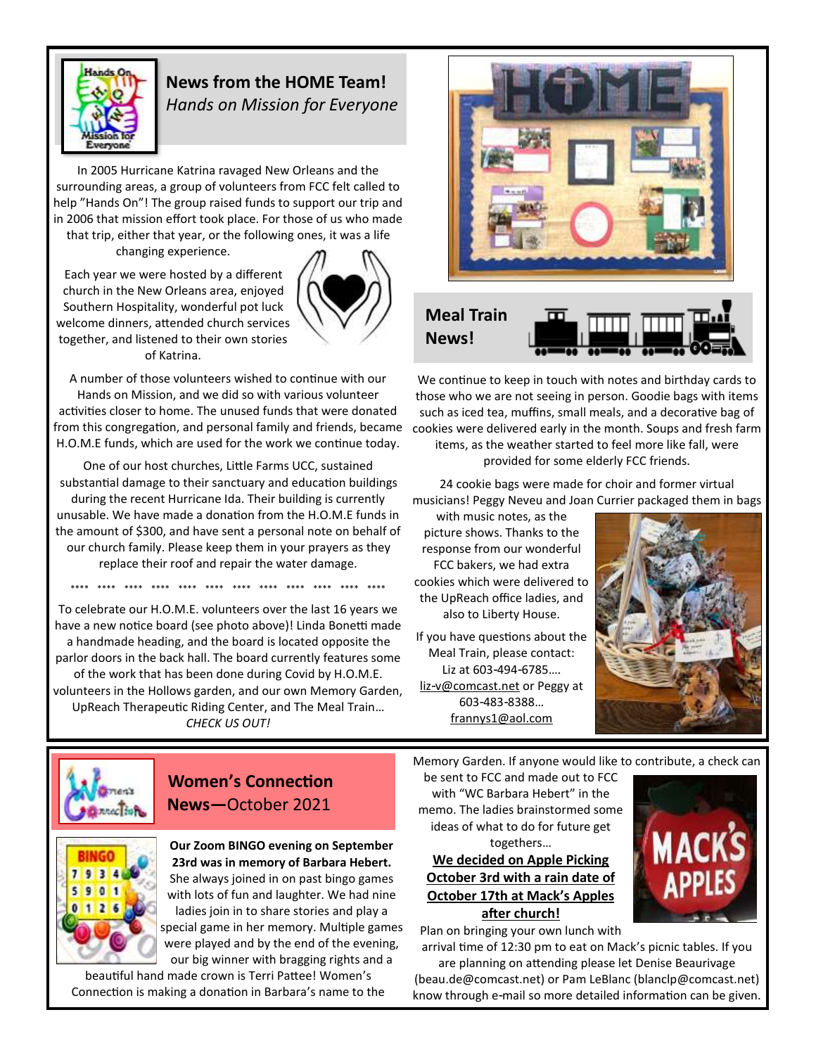## News from the HOME Team!

*Hands on Mission for Everyone*

In 2005 Hurricane Katrina ravaged New Orleans and the surrounding areas, a group of volunteers from FCC felt called to help "Hands On"! The group raised funds to support our trip and in 2006 that mission effort took place. For those of us who made that trip, either that year, or the following ones, it was a life changing experience.

Each year we were hosted by a different church in the New Orleans area, enjoyed Southern Hospitality, wonderful pot luck welcome dinners, attended church services together, and listened to their own stories of Katrina.

A number of those volunteers wished to continue with our Hands on Mission, and we did so with various volunteer activities closer to home. The unused funds that were donated from this congregation, and personal family and friends, became H.O.M.E funds, which are used for the work we continue today.

One of our host churches, Little Farms UCC, sustained substantial damage to their sanctuary and education buildings during the recent Hurricane Ida. Their building is currently unusable. We have made a donation from the H.O.M.E funds in the amount of $300, and have sent a personal note on behalf of our church family. Please keep them in your prayers as they replace their roof and repair the water damage.

**** **** **** **** **** **** **** **** **** **** **** ****

To celebrate our H.O.M.E. volunteers over the last 16 years we have a new notice board (see photo above)! Linda Bonetti made a handmade heading, and the board is located opposite the parlor doors in the back hall. The board currently features some of the work that has been done during Covid by H.O.M.E. volunteers in the Hollows garden, and our own Memory Garden, UpReach Therapeutic Riding Center, and The Meal Train… *CHECK US OUT!*

## Meal Train News!

We continue to keep in touch with notes and birthday cards to those who we are not seeing in person. Goodie bags with items such as iced tea, muffins, small meals, and a decorative bag of cookies were delivered early in the month. Soups and fresh farm items, as the weather started to feel more like fall, were provided for some elderly FCC friends.

24 cookie bags were made for choir and former virtual musicians! Peggy Neveu and Joan Currier packaged them in bags with music notes, as the picture shows. Thanks to the response from our wonderful FCC bakers, we had extra cookies which were delivered to the UpReach office ladies, and also to Liberty House.

If you have questions about the Meal Train, please contact: Liz at 603-494-6785…. liz-v@comcast.net or Peggy at 603-483-8388… frannys1@aol.com

## Women's Connection News—October 2021

**Our Zoom BINGO evening on September 23rd was in memory of Barbara Hebert.** She always joined in on past bingo games with lots of fun and laughter. We had nine ladies join in to share stories and play a special game in her memory. Multiple games were played and by the end of the evening, our big winner with bragging rights and a beautiful hand made crown is Terri Pattee! Women's Connection is making a donation in Barbara's name to the Memory Garden. If anyone would like to contribute, a check can be sent to FCC and made out to FCC with "WC Barbara Hebert" in the memo. The ladies brainstormed some ideas of what to do for future get togethers…

**We decided on Apple Picking October 3rd with a rain date of October 17th at Mack's Apples after church!**

Plan on bringing your own lunch with arrival time of 12:30 pm to eat on Mack's picnic tables. If you are planning on attending please let Denise Beaurivage (beau.de@comcast.net) or Pam LeBlanc (blanclp@comcast.net) know through e-mail so more detailed information can be given.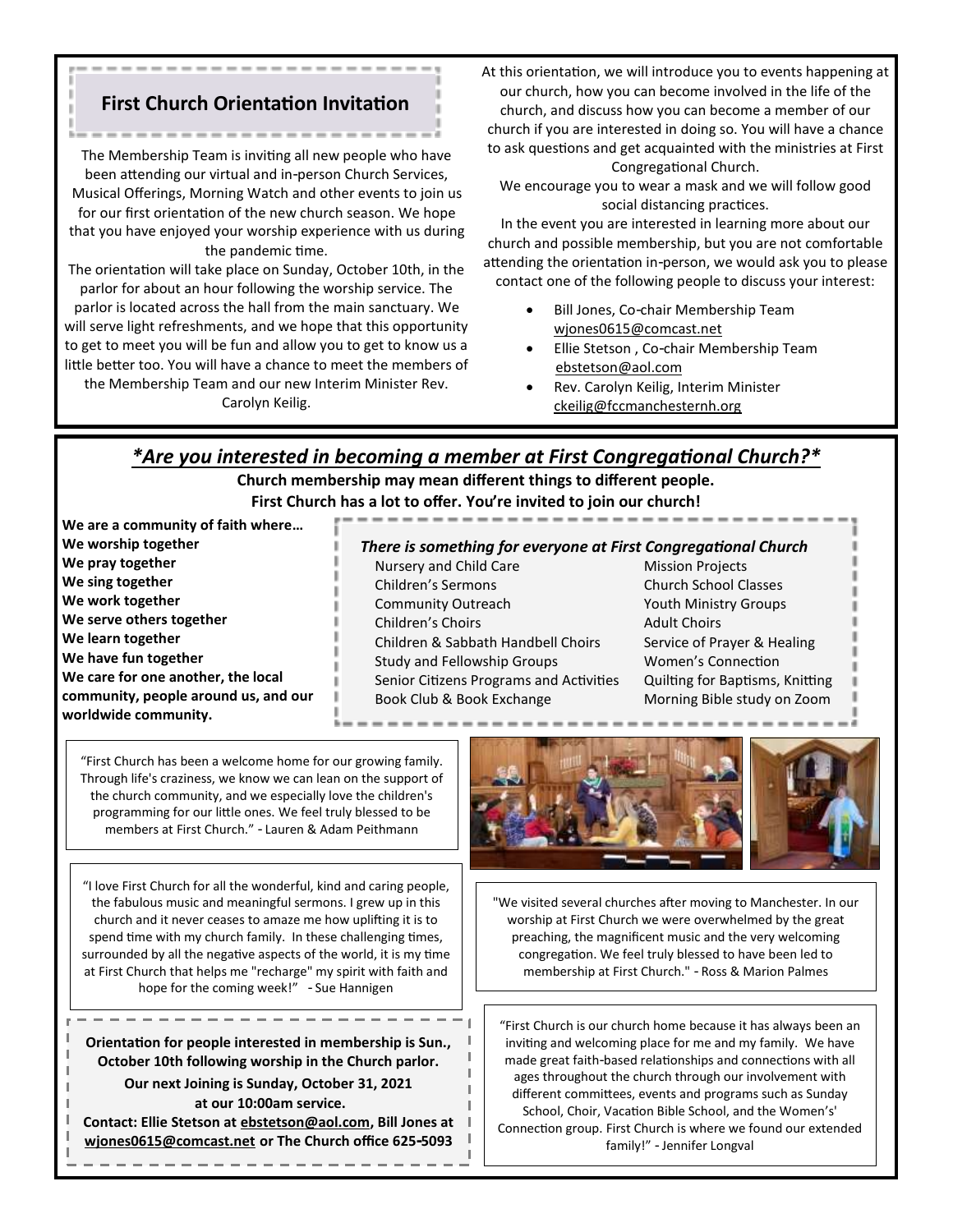## First Church Orientation Invitation

The Membership Team is inviting all new people who have been attending our virtual and in-person Church Services, Musical Offerings, Morning Watch and other events to join us for our first orientation of the new church season. We hope that you have enjoyed your worship experience with us during the pandemic time.

The orientation will take place on Sunday, October 10th, in the parlor for about an hour following the worship service. The parlor is located across the hall from the main sanctuary. We will serve light refreshments, and we hope that this opportunity to get to meet you will be fun and allow you to get to know us a little better too. You will have a chance to meet the members of the Membership Team and our new Interim Minister Rev. Carolyn Keilig.

At this orientation, we will introduce you to events happening at our church, how you can become involved in the life of the church, and discuss how you can become a member of our church if you are interested in doing so. You will have a chance to ask questions and get acquainted with the ministries at First Congregational Church.

We encourage you to wear a mask and we will follow good social distancing practices.

In the event you are interested in learning more about our church and possible membership, but you are not comfortable attending the orientation in-person, we would ask you to please contact one of the following people to discuss your interest:

- Bill Jones, Co-chair Membership Team wjones0615@comcast.net
- Ellie Stetson , Co-chair Membership Team ebstetson@aol.com
- Rev. Carolyn Keilig, Interim Minister ckeilig@fccmanchesternh.org

## *\*Are you interested in becoming a member at First Congregational Church?\**

**Church membership may mean different things to different people.**
**First Church has a lot to offer. You're invited to join our church!**

**We are a community of faith where…**
**We worship together**
**We pray together**
**We sing together**
**We work together**
**We serve others together**
**We learn together**
**We have fun together**
**We care for one another, the local community, people around us, and our worldwide community.**

### *There is something for everyone at First Congregational Church*

- Nursery and Child Care
- Children's Sermons
- Community Outreach
- Children's Choirs
- Children & Sabbath Handbell Choirs
- Study and Fellowship Groups
- Senior Citizens Programs and Activities
- Book Club & Book Exchange
- Mission Projects
- Church School Classes
- Youth Ministry Groups
- Adult Choirs
- Service of Prayer & Healing
- Women's Connection
- Quilting for Baptisms, Knitting
- Morning Bible study on Zoom

"First Church has been a welcome home for our growing family. Through life's craziness, we know we can lean on the support of the church community, and we especially love the children's programming for our little ones. We feel truly blessed to be members at First Church." - Lauren & Adam Peithmann

"I love First Church for all the wonderful, kind and caring people, the fabulous music and meaningful sermons. I grew up in this church and it never ceases to amaze me how uplifting it is to spend time with my church family. In these challenging times, surrounded by all the negative aspects of the world, it is my time at First Church that helps me "recharge" my spirit with faith and hope for the coming week!" - Sue Hannigen

"We visited several churches after moving to Manchester. In our worship at First Church we were overwhelmed by the great preaching, the magnificent music and the very welcoming congregation. We feel truly blessed to have been led to membership at First Church." - Ross & Marion Palmes

"First Church is our church home because it has always been an inviting and welcoming place for me and my family. We have made great faith-based relationships and connections with all ages throughout the church through our involvement with different committees, events and programs such as Sunday School, Choir, Vacation Bible School, and the Women's' Connection group. First Church is where we found our extended family!" - Jennifer Longval

**Orientation for people interested in membership is Sun., October 10th following worship in the Church parlor.**

**Our next Joining is Sunday, October 31, 2021 at our 10:00am service.**

**Contact: Ellie Stetson at ebstetson@aol.com, Bill Jones at wjones0615@comcast.net or The Church office 625-5093**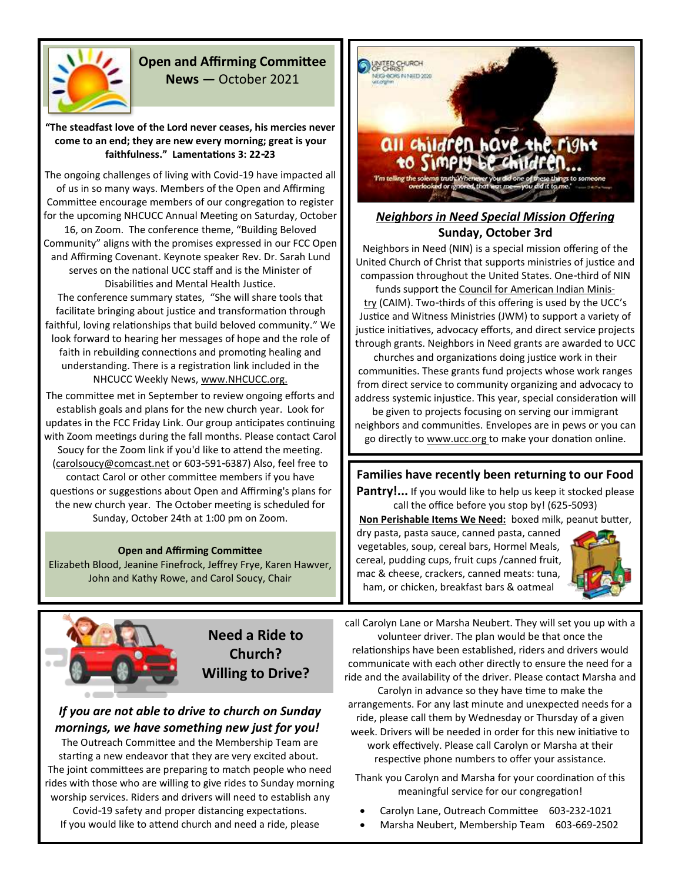## Open and Affirming Committee News — October 2021

**"The steadfast love of the Lord never ceases, his mercies never come to an end; they are new every morning; great is your faithfulness." Lamentations 3: 22-23**

The ongoing challenges of living with Covid-19 have impacted all of us in so many ways. Members of the Open and Affirming Committee encourage members of our congregation to register for the upcoming NHCUCC Annual Meeting on Saturday, October 16, on Zoom. The conference theme, "Building Beloved Community" aligns with the promises expressed in our FCC Open and Affirming Covenant. Keynote speaker Rev. Dr. Sarah Lund serves on the national UCC staff and is the Minister of Disabilities and Mental Health Justice.

The conference summary states, "She will share tools that facilitate bringing about justice and transformation through faithful, loving relationships that build beloved community." We look forward to hearing her messages of hope and the role of faith in rebuilding connections and promoting healing and understanding. There is a registration link included in the NHCUCC Weekly News, www.NHCUCC.org.

The committee met in September to review ongoing efforts and establish goals and plans for the new church year. Look for updates in the FCC Friday Link. Our group anticipates continuing with Zoom meetings during the fall months. Please contact Carol Soucy for the Zoom link if you'd like to attend the meeting. (carolsoucy@comcast.net or 603-591-6387) Also, feel free to contact Carol or other committee members if you have questions or suggestions about Open and Affirming's plans for the new church year. The October meeting is scheduled for Sunday, October 24th at 1:00 pm on Zoom.

**Open and Affirming Committee**
Elizabeth Blood, Jeanine Finefrock, Jeffrey Frye, Karen Hawver, John and Kathy Rowe, and Carol Soucy, Chair

UNITED CHURCH OF CHRIST
NEIGHBORS IN NEED 2020
ucc.org/nin

all children have the right to simply be children...

'I'm telling the solemn truth: Whenever you did one of these things to someone overlooked or ignored, that was me—you did it to me.'

## ***Neighbors in Need Special Mission Offering***
### Sunday, October 3rd

Neighbors in Need (NIN) is a special mission offering of the United Church of Christ that supports ministries of justice and compassion throughout the United States. One-third of NIN funds support the Council for American Indian Ministry (CAIM). Two-thirds of this offering is used by the UCC's Justice and Witness Ministries (JWM) to support a variety of justice initiatives, advocacy efforts, and direct service projects through grants. Neighbors in Need grants are awarded to UCC churches and organizations doing justice work in their communities. These grants fund projects whose work ranges from direct service to community organizing and advocacy to address systemic injustice. This year, special consideration will be given to projects focusing on serving our immigrant neighbors and communities. Envelopes are in pews or you can go directly to www.ucc.org to make your donation online.

**Families have recently been returning to our Food Pantry!...** If you would like to help us keep it stocked please call the office before you stop by! (625-5093)

**Non Perishable Items We Need:** boxed milk, peanut butter, dry pasta, pasta sauce, canned pasta, canned vegetables, soup, cereal bars, Hormel Meals, cereal, pudding cups, fruit cups /canned fruit, mac & cheese, crackers, canned meats: tuna, ham, or chicken, breakfast bars & oatmeal

## Need a Ride to Church? Willing to Drive?

***If you are not able to drive to church on Sunday mornings, we have something new just for you!***

The Outreach Committee and the Membership Team are starting a new endeavor that they are very excited about. The joint committees are preparing to match people who need rides with those who are willing to give rides to Sunday morning worship services. Riders and drivers will need to establish any Covid-19 safety and proper distancing expectations. If you would like to attend church and need a ride, please call Carolyn Lane or Marsha Neubert. They will set you up with a volunteer driver. The plan would be that once the relationships have been established, riders and drivers would communicate with each other directly to ensure the need for a ride and the availability of the driver. Please contact Marsha and Carolyn in advance so they have time to make the arrangements. For any last minute and unexpected needs for a ride, please call them by Wednesday or Thursday of a given week. Drivers will be needed in order for this new initiative to work effectively. Please call Carolyn or Marsha at their respective phone numbers to offer your assistance.

Thank you Carolyn and Marsha for your coordination of this meaningful service for our congregation!

- Carolyn Lane, Outreach Committee 603-232-1021
- Marsha Neubert, Membership Team 603-669-2502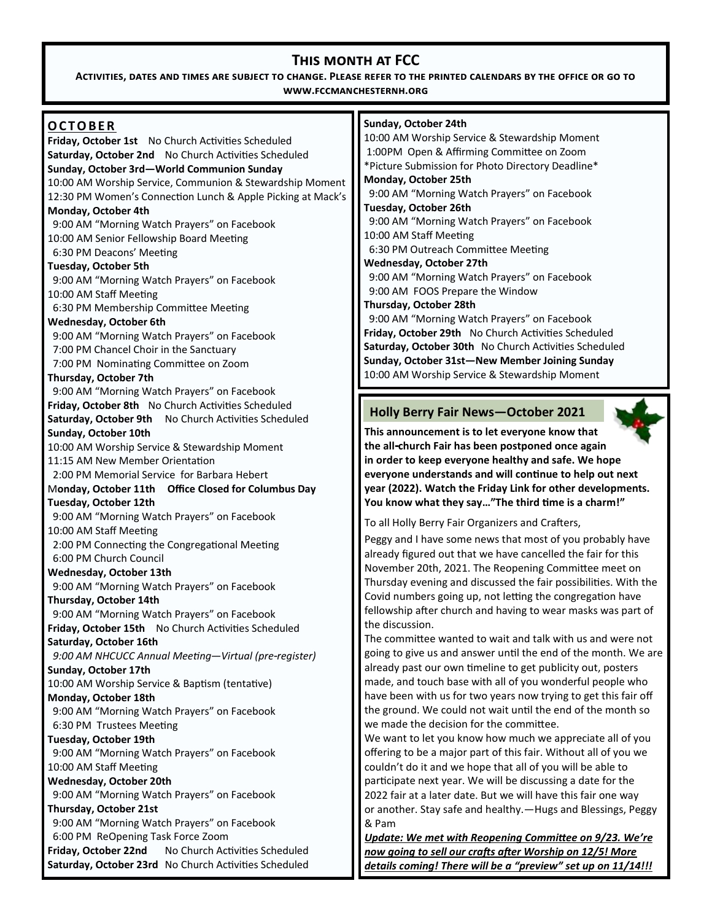# This month at FCC

**Activities, dates and times are subject to change. Please refer to the printed calendars by the office or go to www.fccmanchesternh.org**

## OCTOBER

**Friday, October 1st** No Church Activities Scheduled
**Saturday, October 2nd** No Church Activities Scheduled
**Sunday, October 3rd—World Communion Sunday**
10:00 AM Worship Service, Communion & Stewardship Moment
12:30 PM Women's Connection Lunch & Apple Picking at Mack's
**Monday, October 4th**
9:00 AM "Morning Watch Prayers" on Facebook
10:00 AM Senior Fellowship Board Meeting
6:30 PM Deacons' Meeting
**Tuesday, October 5th**
9:00 AM "Morning Watch Prayers" on Facebook
10:00 AM Staff Meeting
6:30 PM Membership Committee Meeting
**Wednesday, October 6th**
9:00 AM "Morning Watch Prayers" on Facebook
7:00 PM Chancel Choir in the Sanctuary
7:00 PM Nominating Committee on Zoom
**Thursday, October 7th**
9:00 AM "Morning Watch Prayers" on Facebook
**Friday, October 8th** No Church Activities Scheduled
**Saturday, October 9th** No Church Activities Scheduled
**Sunday, October 10th**
10:00 AM Worship Service & Stewardship Moment
11:15 AM New Member Orientation
2:00 PM Memorial Service for Barbara Hebert
**Monday, October 11th Office Closed for Columbus Day**
**Tuesday, October 12th**
9:00 AM "Morning Watch Prayers" on Facebook
10:00 AM Staff Meeting
2:00 PM Connecting the Congregational Meeting
6:00 PM Church Council
**Wednesday, October 13th**
9:00 AM "Morning Watch Prayers" on Facebook
**Thursday, October 14th**
9:00 AM "Morning Watch Prayers" on Facebook
**Friday, October 15th** No Church Activities Scheduled
**Saturday, October 16th**
*9:00 AM NHCUCC Annual Meeting—Virtual (pre-register)*
**Sunday, October 17th**
10:00 AM Worship Service & Baptism (tentative)
**Monday, October 18th**
9:00 AM "Morning Watch Prayers" on Facebook
6:30 PM Trustees Meeting
**Tuesday, October 19th**
9:00 AM "Morning Watch Prayers" on Facebook
10:00 AM Staff Meeting
**Wednesday, October 20th**
9:00 AM "Morning Watch Prayers" on Facebook
**Thursday, October 21st**
9:00 AM "Morning Watch Prayers" on Facebook
6:00 PM ReOpening Task Force Zoom
**Friday, October 22nd** No Church Activities Scheduled
**Saturday, October 23rd** No Church Activities Scheduled
**Sunday, October 24th**
10:00 AM Worship Service & Stewardship Moment
1:00PM Open & Affirming Committee on Zoom
*Picture Submission for Photo Directory Deadline*
**Monday, October 25th**
9:00 AM "Morning Watch Prayers" on Facebook
**Tuesday, October 26th**
9:00 AM "Morning Watch Prayers" on Facebook
10:00 AM Staff Meeting
6:30 PM Outreach Committee Meeting
**Wednesday, October 27th**
9:00 AM "Morning Watch Prayers" on Facebook
9:00 AM FOOS Prepare the Window
**Thursday, October 28th**
9:00 AM "Morning Watch Prayers" on Facebook
**Friday, October 29th** No Church Activities Scheduled
**Saturday, October 30th** No Church Activities Scheduled
**Sunday, October 31st—New Member Joining Sunday**
10:00 AM Worship Service & Stewardship Moment

## Holly Berry Fair News—October 2021

**This announcement is to let everyone know that the all-church Fair has been postponed once again in order to keep everyone healthy and safe. We hope everyone understands and will continue to help out next year (2022). Watch the Friday Link for other developments. You know what they say…"The third time is a charm!"**

To all Holly Berry Fair Organizers and Crafters,

Peggy and I have some news that most of you probably have already figured out that we have cancelled the fair for this November 20th, 2021. The Reopening Committee meet on Thursday evening and discussed the fair possibilities. With the Covid numbers going up, not letting the congregation have fellowship after church and having to wear masks was part of the discussion.

The committee wanted to wait and talk with us and were not going to give us and answer until the end of the month. We are already past our own timeline to get publicity out, posters made, and touch base with all of you wonderful people who have been with us for two years now trying to get this fair off the ground. We could not wait until the end of the month so we made the decision for the committee.

We want to let you know how much we appreciate all of you offering to be a major part of this fair. Without all of you we couldn't do it and we hope that all of you will be able to participate next year. We will be discussing a date for the 2022 fair at a later date. But we will have this fair one way or another. Stay safe and healthy.—Hugs and Blessings, Peggy & Pam

***Update: We met with Reopening Committee on 9/23. We're now going to sell our crafts after Worship on 12/5! More details coming! There will be a "preview" set up on 11/14!!!***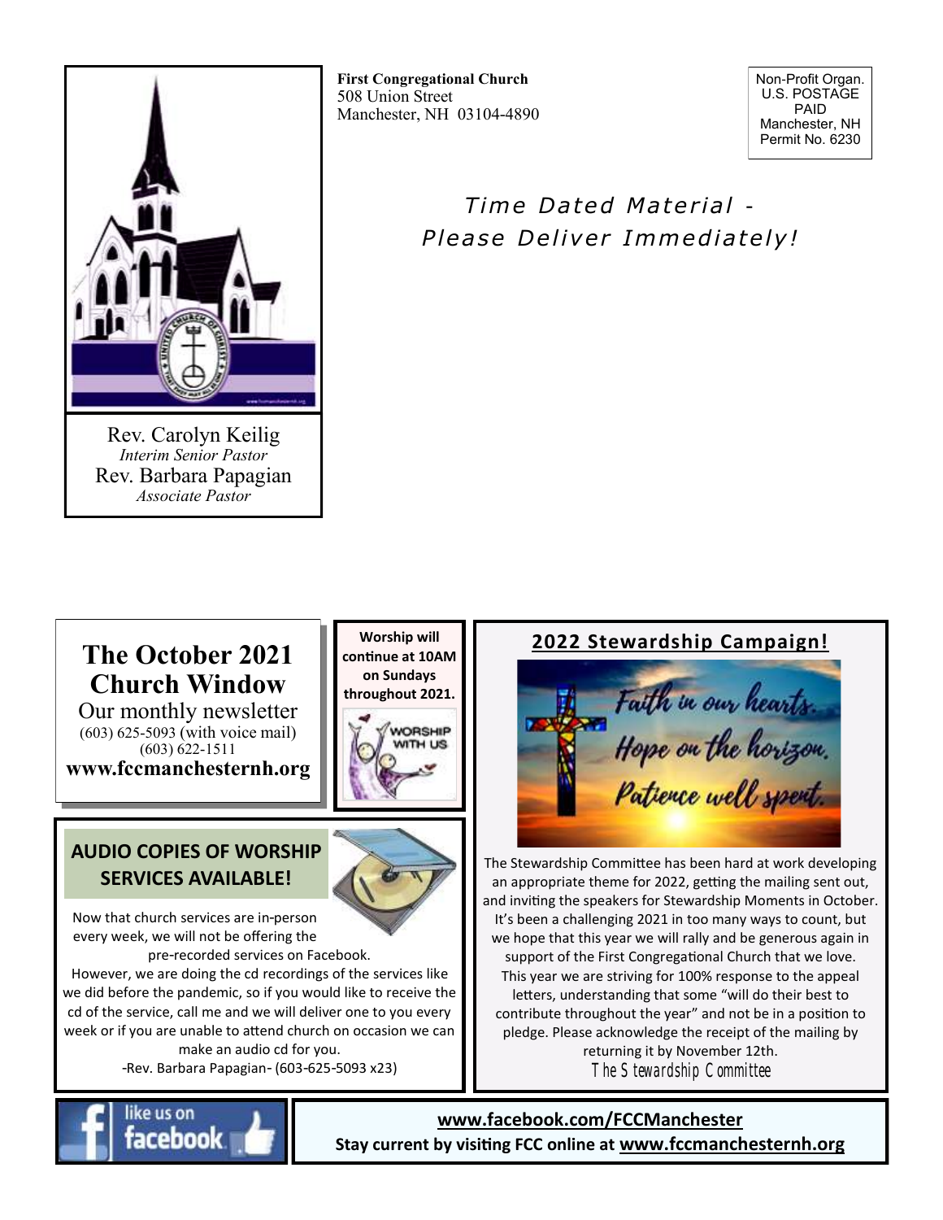Rev. Carolyn Keilig
*Interim Senior Pastor*
Rev. Barbara Papagian
*Associate Pastor*

**First Congregational Church**
508 Union Street
Manchester, NH 03104-4890

Non-Profit Organ.
U.S. POSTAGE
PAID
Manchester, NH
Permit No. 6230

*Time Dated Material - Please Deliver Immediately!*

# The October 2021 Church Window

Our monthly newsletter
(603) 625-5093 (with voice mail)
(603) 622-1511
**www.fccmanchesternh.org**

**Worship will continue at 10AM on Sundays throughout 2021.**

WORSHIP WITH US

## AUDIO COPIES OF WORSHIP SERVICES AVAILABLE!

Now that church services are in-person every week, we will not be offering the pre-recorded services on Facebook. However, we are doing the cd recordings of the services like we did before the pandemic, so if you would like to receive the cd of the service, call me and we will deliver one to you every week or if you are unable to attend church on occasion we can make an audio cd for you.

-Rev. Barbara Papagian- (603-625-5093 x23)

## 2022 Stewardship Campaign!

*Faith in our hearts. Hope on the horizon. Patience well spent.*

The Stewardship Committee has been hard at work developing an appropriate theme for 2022, getting the mailing sent out, and inviting the speakers for Stewardship Moments in October. It's been a challenging 2021 in too many ways to count, but we hope that this year we will rally and be generous again in support of the First Congregational Church that we love. This year we are striving for 100% response to the appeal letters, understanding that some "will do their best to contribute throughout the year" and not be in a position to pledge. Please acknowledge the receipt of the mailing by returning it by November 12th.

The Stewardship Committee

like us on facebook

**www.facebook.com/FCCManchester**
**Stay current by visiting FCC online at www.fccmanchesternh.org**